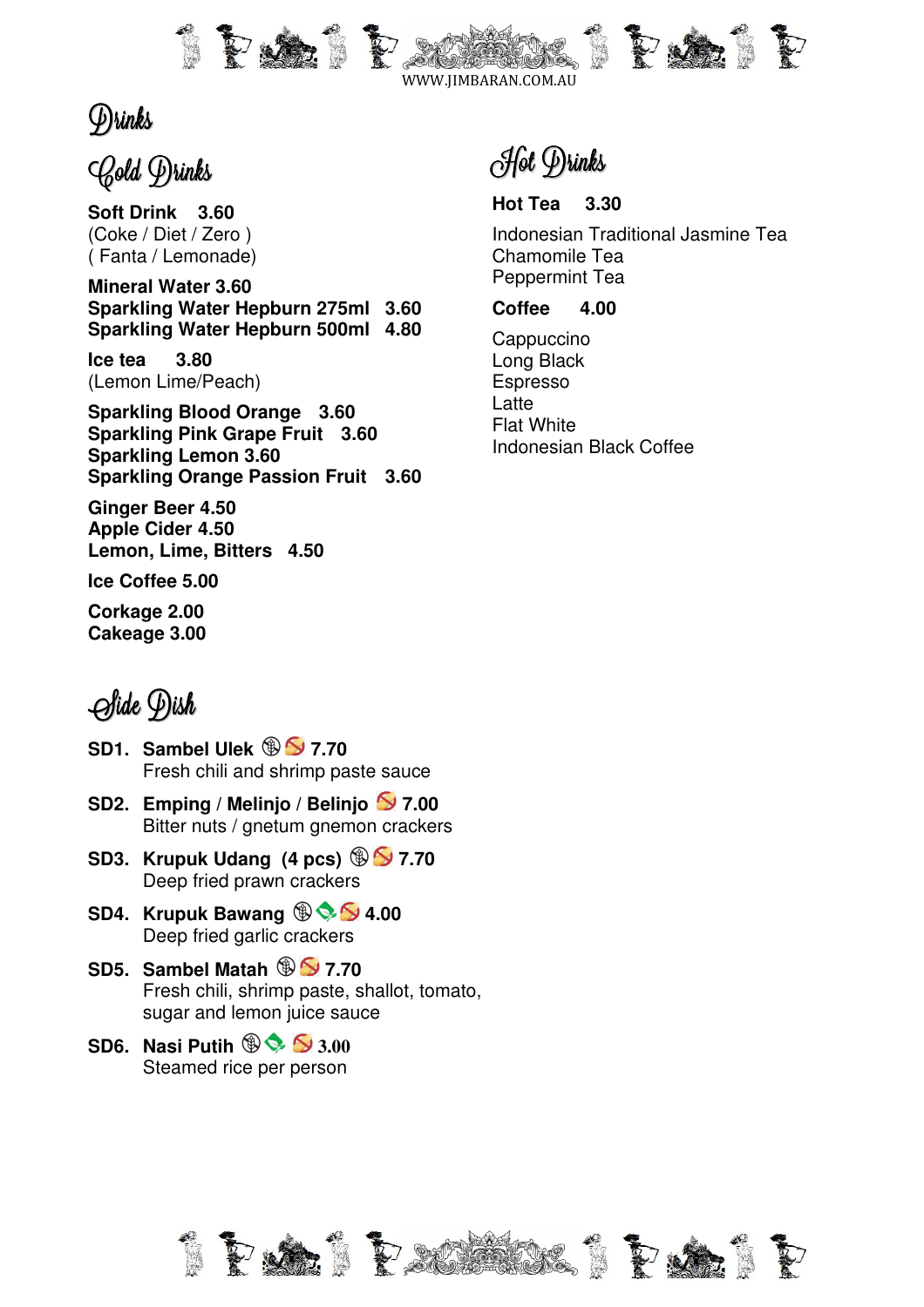# Drinks

## Cold Drinks

**Soft Drink 3.60**
(Coke / Diet / Zero )
( Fanta / Lemonade)

**Mineral Water 3.60**
**Sparkling Water Hepburn 275ml 3.60**
**Sparkling Water Hepburn 500ml 4.80**

**Ice tea 3.80**
(Lemon Lime/Peach)

**Sparkling Blood Orange 3.60**
**Sparkling Pink Grape Fruit 3.60**
**Sparkling Lemon 3.60**
**Sparkling Orange Passion Fruit 3.60**

**Ginger Beer 4.50**
**Apple Cider 4.50**
**Lemon, Lime, Bitters 4.50**

**Ice Coffee 5.00**

**Corkage 2.00**
**Cakeage 3.00**

## Hot Drinks

**Hot Tea 3.30**

Indonesian Traditional Jasmine Tea
Chamomile Tea
Peppermint Tea

**Coffee 4.00**

Cappuccino
Long Black
Espresso
Latte
Flat White
Indonesian Black Coffee

## Side Dish

**SD1. Sambel Ulek 7.70**
Fresh chili and shrimp paste sauce

**SD2. Emping / Melinjo / Belinjo 7.00**
Bitter nuts / gnetum gnemon crackers

**SD3. Krupuk Udang (4 pcs) 7.70**
Deep fried prawn crackers

**SD4. Krupuk Bawang 4.00**
Deep fried garlic crackers

**SD5. Sambel Matah 7.70**
Fresh chili, shrimp paste, shallot, tomato, sugar and lemon juice sauce

**SD6. Nasi Putih 3.00**
Steamed rice per person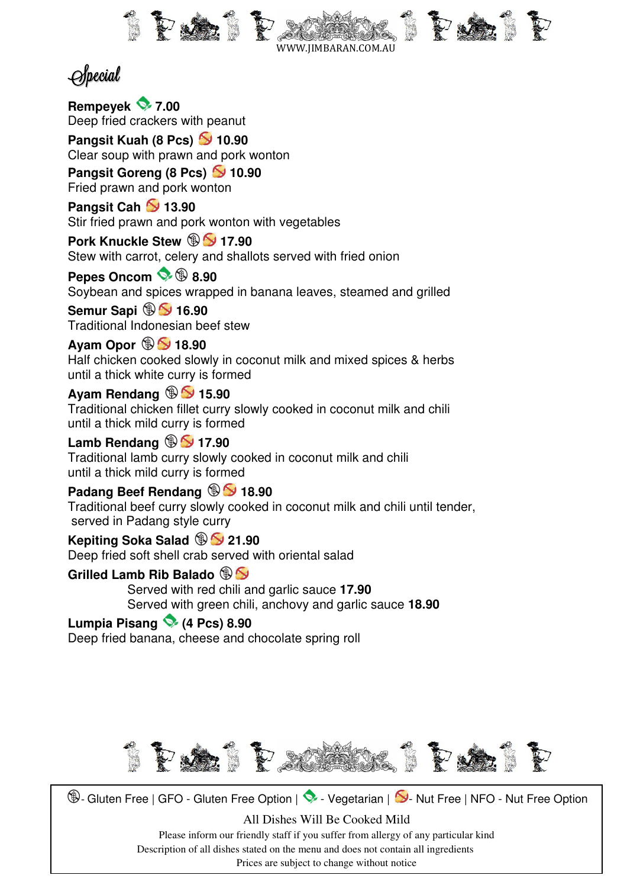WWW.JIMBARAN.COM.AU

# Special

**Rempeyek** 🌿 **7.00**
Deep fried crackers with peanut

**Pangsit Kuah (8 Pcs)** 🚫 **10.90**
Clear soup with prawn and pork wonton

**Pangsit Goreng (8 Pcs)** 🚫 **10.90**
Fried prawn and pork wonton

**Pangsit Cah** 🚫 **13.90**
Stir fried prawn and pork wonton with vegetables

**Pork Knuckle Stew** Ⓖ 🚫 **17.90**
Stew with carrot, celery and shallots served with fried onion

**Pepes Oncom** 🌿 Ⓖ **8.90**
Soybean and spices wrapped in banana leaves, steamed and grilled

**Semur Sapi** Ⓖ 🚫 **16.90**
Traditional Indonesian beef stew

**Ayam Opor** Ⓖ 🚫 **18.90**
Half chicken cooked slowly in coconut milk and mixed spices & herbs until a thick white curry is formed

**Ayam Rendang** Ⓖ 🚫 **15.90**
Traditional chicken fillet curry slowly cooked in coconut milk and chili until a thick mild curry is formed

**Lamb Rendang** Ⓖ 🚫 **17.90**
Traditional lamb curry slowly cooked in coconut milk and chili until a thick mild curry is formed

**Padang Beef Rendang** Ⓖ 🚫 **18.90**
Traditional beef curry slowly cooked in coconut milk and chili until tender, served in Padang style curry

**Kepiting Soka Salad** Ⓖ 🚫 **21.90**
Deep fried soft shell crab served with oriental salad

**Grilled Lamb Rib Balado** Ⓖ 🚫
Served with red chili and garlic sauce **17.90**
Served with green chili, anchovy and garlic sauce **18.90**

**Lumpia Pisang** 🌿 **(4 Pcs) 8.90**
Deep fried banana, cheese and chocolate spring roll

---

Ⓖ- Gluten Free | GFO - Gluten Free Option | 🌿 - Vegetarian | 🚫- Nut Free | NFO - Nut Free Option

All Dishes Will Be Cooked Mild

Please inform our friendly staff if you suffer from allergy of any particular kind
Description of all dishes stated on the menu and does not contain all ingredients
Prices are subject to change without notice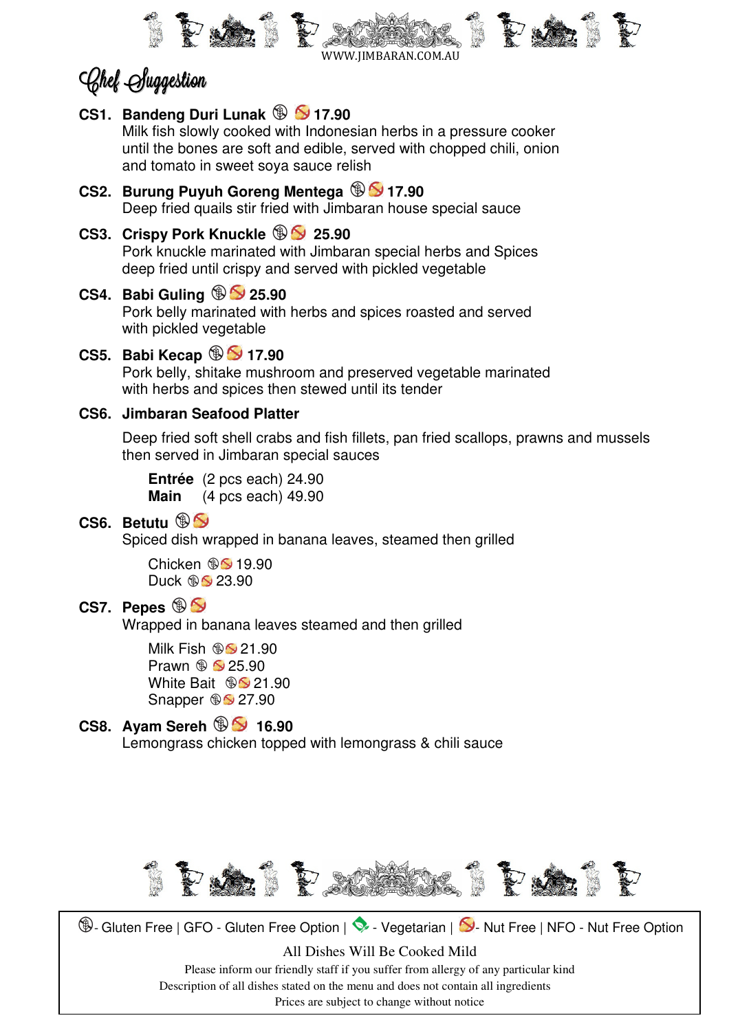WWW.JIMBARAN.COM.AU

# Chef Suggestion

**CS1. Bandeng Duri Lunak 17.90**
Milk fish slowly cooked with Indonesian herbs in a pressure cooker until the bones are soft and edible, served with chopped chili, onion and tomato in sweet soya sauce relish

**CS2. Burung Puyuh Goreng Mentega 17.90**
Deep fried quails stir fried with Jimbaran house special sauce

**CS3. Crispy Pork Knuckle 25.90**
Pork knuckle marinated with Jimbaran special herbs and Spices deep fried until crispy and served with pickled vegetable

**CS4. Babi Guling 25.90**
Pork belly marinated with herbs and spices roasted and served with pickled vegetable

**CS5. Babi Kecap 17.90**
Pork belly, shitake mushroom and preserved vegetable marinated with herbs and spices then stewed until its tender

**CS6. Jimbaran Seafood Platter**

Deep fried soft shell crabs and fish fillets, pan fried scallops, prawns and mussels then served in Jimbaran special sauces

**Entrée** (2 pcs each) 24.90
**Main** (4 pcs each) 49.90

**CS6. Betutu**
Spiced dish wrapped in banana leaves, steamed then grilled

Chicken 19.90
Duck 23.90

**CS7. Pepes**
Wrapped in banana leaves steamed and then grilled

Milk Fish 21.90
Prawn 25.90
White Bait 21.90
Snapper 27.90

**CS8. Ayam Sereh 16.90**
Lemongrass chicken topped with lemongrass & chili sauce

- Gluten Free | GFO - Gluten Free Option | - Vegetarian | - Nut Free | NFO - Nut Free Option

All Dishes Will Be Cooked Mild

Please inform our friendly staff if you suffer from allergy of any particular kind
Description of all dishes stated on the menu and does not contain all ingredients
Prices are subject to change without notice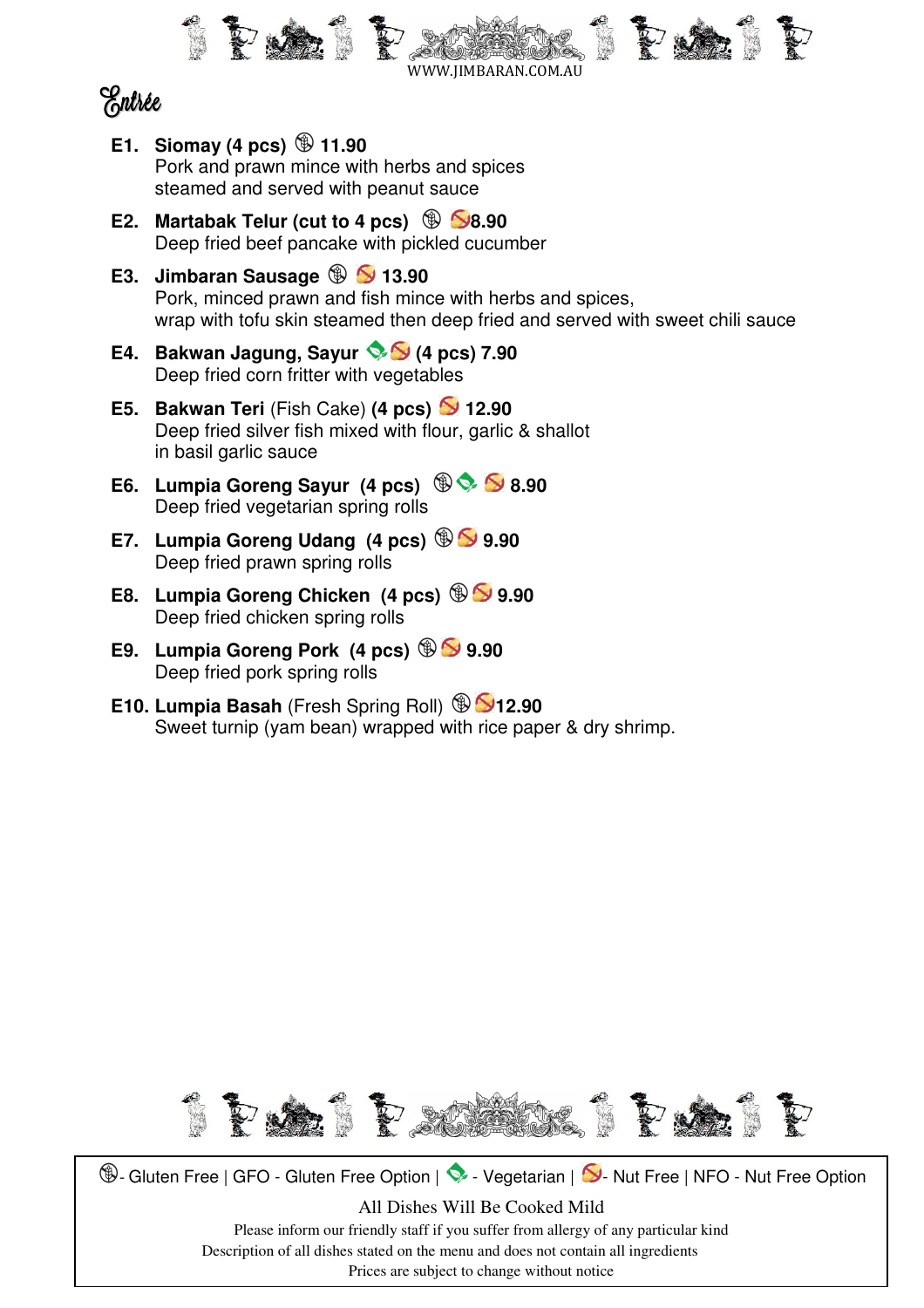WWW.JIMBARAN.COM.AU

# Entrée

**E1. Siomay (4 pcs)** (Gluten Free) **11.90**
Pork and prawn mince with herbs and spices steamed and served with peanut sauce

**E2. Martabak Telur (cut to 4 pcs)** (Gluten Free) (Nut Free) **8.90**
Deep fried beef pancake with pickled cucumber

**E3. Jimbaran Sausage** (Gluten Free) (Nut Free) **13.90**
Pork, minced prawn and fish mince with herbs and spices, wrap with tofu skin steamed then deep fried and served with sweet chili sauce

**E4. Bakwan Jagung, Sayur** (Vegetarian) (Nut Free) **(4 pcs) 7.90**
Deep fried corn fritter with vegetables

**E5. Bakwan Teri** (Fish Cake) **(4 pcs)** (Nut Free) **12.90**
Deep fried silver fish mixed with flour, garlic & shallot in basil garlic sauce

**E6. Lumpia Goreng Sayur (4 pcs)** (Gluten Free) (Vegetarian) (Nut Free) **8.90**
Deep fried vegetarian spring rolls

**E7. Lumpia Goreng Udang (4 pcs)** (Gluten Free) (Nut Free) **9.90**
Deep fried prawn spring rolls

**E8. Lumpia Goreng Chicken (4 pcs)** (Gluten Free) (Nut Free) **9.90**
Deep fried chicken spring rolls

**E9. Lumpia Goreng Pork (4 pcs)** (Gluten Free) (Nut Free) **9.90**
Deep fried pork spring rolls

**E10. Lumpia Basah** (Fresh Spring Roll) (Gluten Free) (Nut Free) **12.90**
Sweet turnip (yam bean) wrapped with rice paper & dry shrimp.

---

(Gluten Free icon) - Gluten Free | GFO - Gluten Free Option | (Vegetarian icon) - Vegetarian | (Nut Free icon) - Nut Free | NFO - Nut Free Option

All Dishes Will Be Cooked Mild

Please inform our friendly staff if you suffer from allergy of any particular kind

Description of all dishes stated on the menu and does not contain all ingredients

Prices are subject to change without notice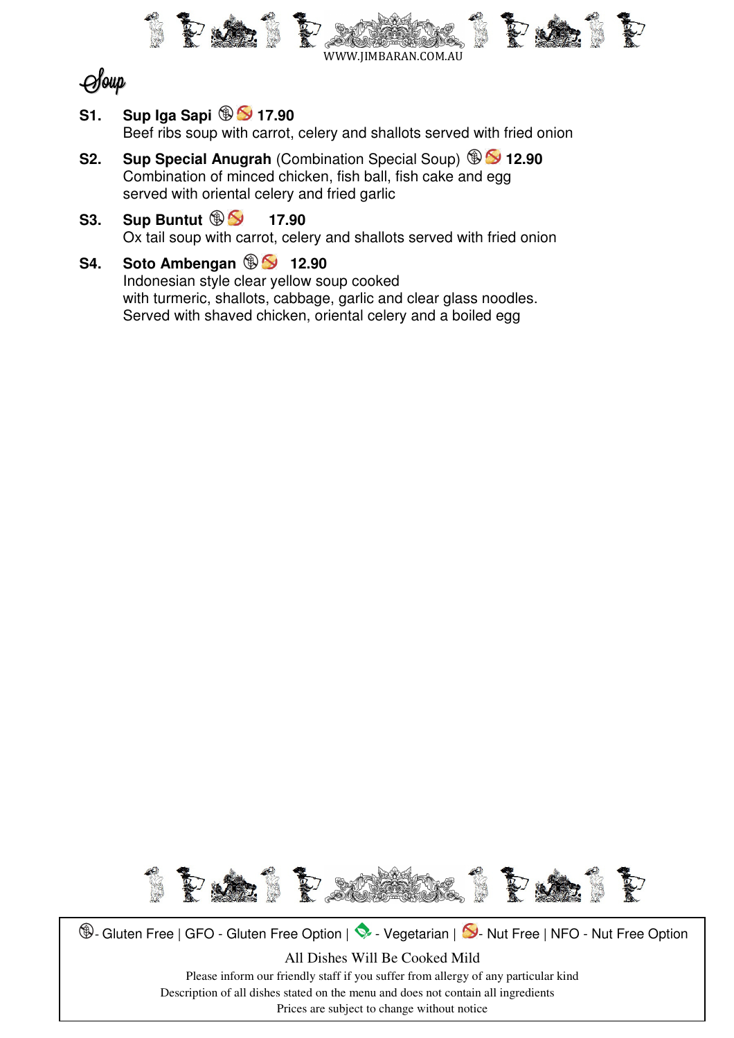WWW.JIMBARAN.COM.AU

# Soup

**S1. Sup Iga Sapi** (GF) (NF) **17.90**
Beef ribs soup with carrot, celery and shallots served with fried onion

**S2. Sup Special Anugrah** (Combination Special Soup) (GF) (NF) **12.90**
Combination of minced chicken, fish ball, fish cake and egg
served with oriental celery and fried garlic

**S3. Sup Buntut** (GF) (NF) **17.90**
Ox tail soup with carrot, celery and shallots served with fried onion

**S4. Soto Ambengan** (GF) (NF) **12.90**
Indonesian style clear yellow soup cooked
with turmeric, shallots, cabbage, garlic and clear glass noodles.
Served with shaved chicken, oriental celery and a boiled egg

(GF) - Gluten Free | GFO - Gluten Free Option | (V) - Vegetarian | (NF) - Nut Free | NFO - Nut Free Option

All Dishes Will Be Cooked Mild

Please inform our friendly staff if you suffer from allergy of any particular kind

Description of all dishes stated on the menu and does not contain all ingredients

Prices are subject to change without notice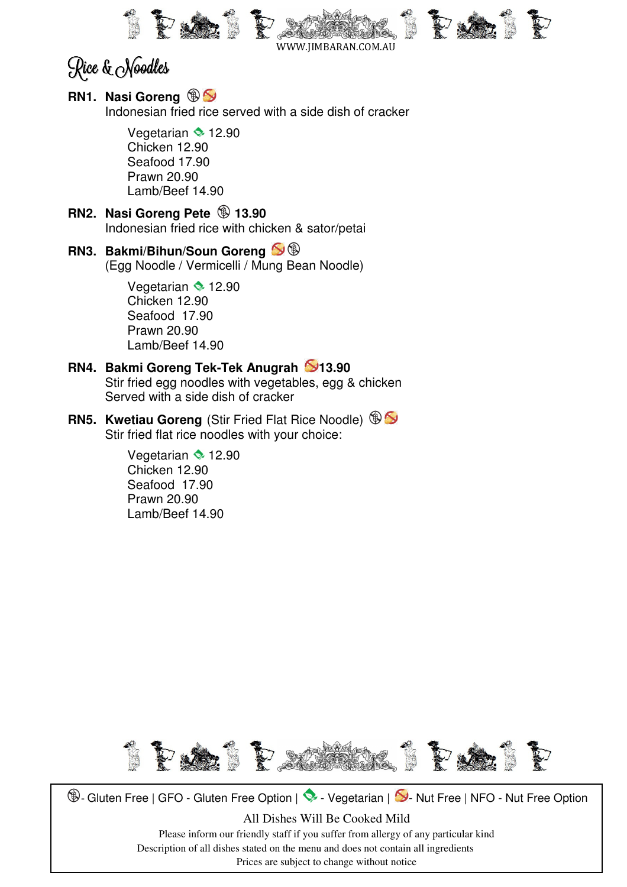WWW.JIMBARAN.COM.AU

# Rice & Noodles

**RN1. Nasi Goreng** 
Indonesian fried rice served with a side dish of cracker

Vegetarian 12.90
Chicken 12.90
Seafood 17.90
Prawn 20.90
Lamb/Beef 14.90

**RN2. Nasi Goreng Pete 13.90**
Indonesian fried rice with chicken & sator/petai

**RN3. Bakmi/Bihun/Soun Goreng**
(Egg Noodle / Vermicelli / Mung Bean Noodle)

Vegetarian 12.90
Chicken 12.90
Seafood 17.90
Prawn 20.90
Lamb/Beef 14.90

**RN4. Bakmi Goreng Tek-Tek Anugrah 13.90**
Stir fried egg noodles with vegetables, egg & chicken
Served with a side dish of cracker

**RN5. Kwetiau Goreng** (Stir Fried Flat Rice Noodle)
Stir fried flat rice noodles with your choice:

Vegetarian 12.90
Chicken 12.90
Seafood 17.90
Prawn 20.90
Lamb/Beef 14.90

- Gluten Free | GFO - Gluten Free Option | - Vegetarian | - Nut Free | NFO - Nut Free Option

All Dishes Will Be Cooked Mild

Please inform our friendly staff if you suffer from allergy of any particular kind
Description of all dishes stated on the menu and does not contain all ingredients
Prices are subject to change without notice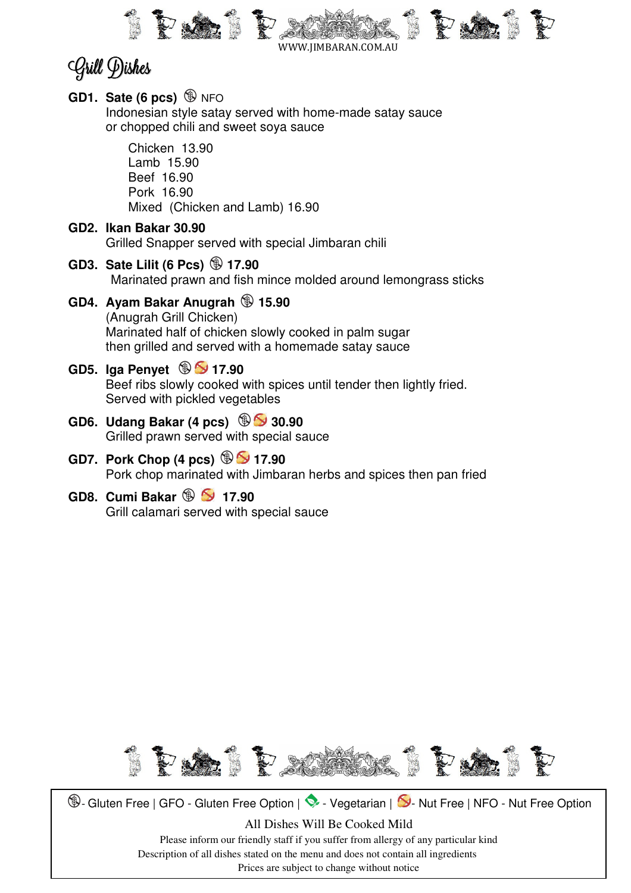## Grill Dishes

**GD1. Sate (6 pcs)** (GF) NFO
Indonesian style satay served with home-made satay sauce or chopped chili and sweet soya sauce

- Chicken 13.90
- Lamb 15.90
- Beef 16.90
- Pork 16.90
- Mixed (Chicken and Lamb) 16.90

**GD2. Ikan Bakar 30.90**
Grilled Snapper served with special Jimbaran chili

**GD3. Sate Lilit (6 Pcs)** (GF) **17.90**
Marinated prawn and fish mince molded around lemongrass sticks

**GD4. Ayam Bakar Anugrah** (GF) **15.90**
(Anugrah Grill Chicken)
Marinated half of chicken slowly cooked in palm sugar then grilled and served with a homemade satay sauce

**GD5. Iga Penyet** (GF) (Nut Free) **17.90**
Beef ribs slowly cooked with spices until tender then lightly fried. Served with pickled vegetables

**GD6. Udang Bakar (4 pcs)** (GF) (Nut Free) **30.90**
Grilled prawn served with special sauce

**GD7. Pork Chop (4 pcs)** (GF) (Nut Free) **17.90**
Pork chop marinated with Jimbaran herbs and spices then pan fried

**GD8. Cumi Bakar** (GF) (Nut Free) **17.90**
Grill calamari served with special sauce

---

(GF) - Gluten Free | GFO - Gluten Free Option | (V) - Vegetarian | (Nut Free) - Nut Free | NFO - Nut Free Option

All Dishes Will Be Cooked Mild

Please inform our friendly staff if you suffer from allergy of any particular kind
Description of all dishes stated on the menu and does not contain all ingredients
Prices are subject to change without notice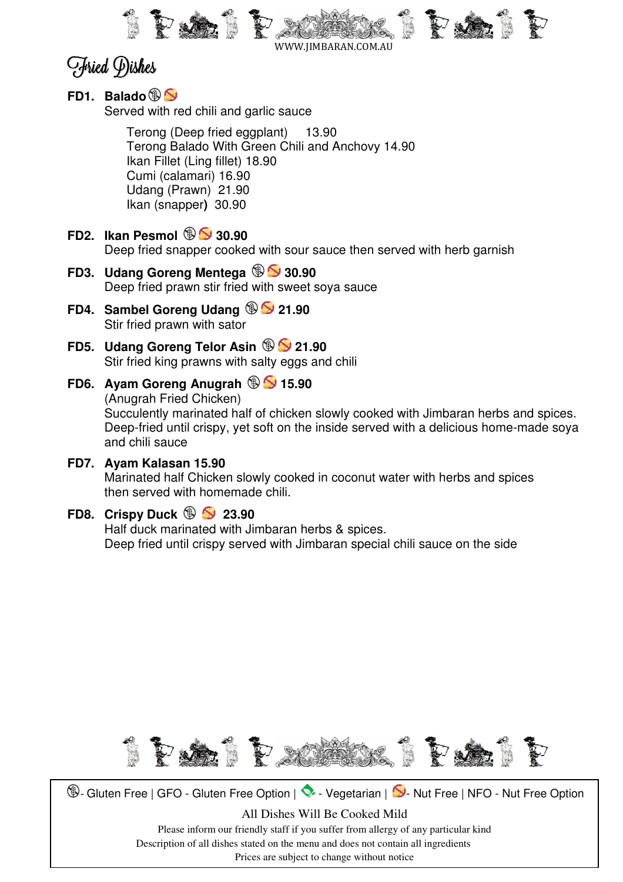WWW.JIMBARAN.COM.AU

# Fried Dishes

**FD1. Balado** (Gluten Free) (Nut Free)
Served with red chili and garlic sauce

Terong (Deep fried eggplant) 13.90
Terong Balado With Green Chili and Anchovy 14.90
Ikan Fillet (Ling fillet) 18.90
Cumi (calamari) 16.90
Udang (Prawn) 21.90
Ikan (snapper) 30.90

**FD2. Ikan Pesmol** (Gluten Free) (Nut Free) **30.90**
Deep fried snapper cooked with sour sauce then served with herb garnish

**FD3. Udang Goreng Mentega** (Gluten Free) (Nut Free) **30.90**
Deep fried prawn stir fried with sweet soya sauce

**FD4. Sambel Goreng Udang** (Gluten Free) (Nut Free) **21.90**
Stir fried prawn with sator

**FD5. Udang Goreng Telor Asin** (Gluten Free) (Nut Free) **21.90**
Stir fried king prawns with salty eggs and chili

**FD6. Ayam Goreng Anugrah** (Gluten Free) (Nut Free) **15.90**
(Anugrah Fried Chicken)
Succulently marinated half of chicken slowly cooked with Jimbaran herbs and spices. Deep-fried until crispy, yet soft on the inside served with a delicious home-made soya and chili sauce

**FD7. Ayam Kalasan 15.90**
Marinated half Chicken slowly cooked in coconut water with herbs and spices then served with homemade chili.

**FD8. Crispy Duck** (Gluten Free) (Nut Free) **23.90**
Half duck marinated with Jimbaran herbs & spices.
Deep fried until crispy served with Jimbaran special chili sauce on the side

---

(Gluten Free symbol) - Gluten Free | GFO - Gluten Free Option | (Vegetarian symbol) - Vegetarian | (Nut Free symbol) - Nut Free | NFO - Nut Free Option

All Dishes Will Be Cooked Mild

Please inform our friendly staff if you suffer from allergy of any particular kind
Description of all dishes stated on the menu and does not contain all ingredients
Prices are subject to change without notice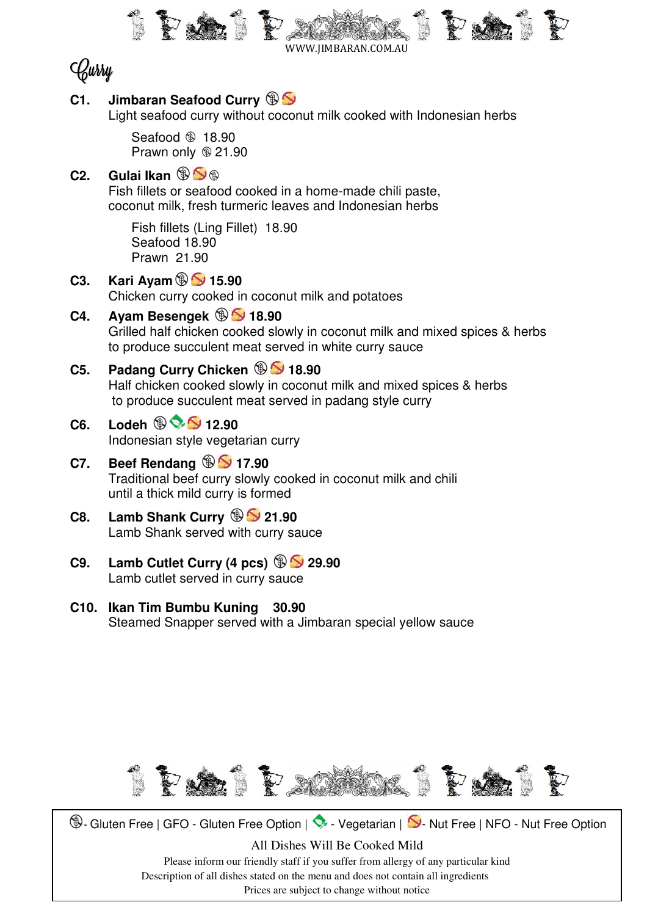WWW.JIMBARAN.COM.AU

# Curry

**C1. Jimbaran Seafood Curry** 🌾 🚫
Light seafood curry without coconut milk cooked with Indonesian herbs

Seafood 🌾 18.90
Prawn only 🌾 21.90

**C2. Gulai Ikan** 🌾 🚫 🌾
Fish fillets or seafood cooked in a home-made chili paste, coconut milk, fresh turmeric leaves and Indonesian herbs

Fish fillets (Ling Fillet) 18.90
Seafood 18.90
Prawn 21.90

**C3. Kari Ayam** 🌾 🚫 **15.90**
Chicken curry cooked in coconut milk and potatoes

**C4. Ayam Besengek** 🌾 🚫 **18.90**
Grilled half chicken cooked slowly in coconut milk and mixed spices & herbs to produce succulent meat served in white curry sauce

**C5. Padang Curry Chicken** 🌾 🚫 **18.90**
Half chicken cooked slowly in coconut milk and mixed spices & herbs to produce succulent meat served in padang style curry

**C6. Lodeh** 🌾 🥬 🚫 **12.90**
Indonesian style vegetarian curry

**C7. Beef Rendang** 🌾 🚫 **17.90**
Traditional beef curry slowly cooked in coconut milk and chili until a thick mild curry is formed

**C8. Lamb Shank Curry** 🌾 🚫 **21.90**
Lamb Shank served with curry sauce

**C9. Lamb Cutlet Curry (4 pcs)** 🌾 🚫 **29.90**
Lamb cutlet served in curry sauce

**C10. Ikan Tim Bumbu Kuning 30.90**
Steamed Snapper served with a Jimbaran special yellow sauce

---

🌾- Gluten Free | GFO - Gluten Free Option | 🥬 - Vegetarian | 🚫- Nut Free | NFO - Nut Free Option

All Dishes Will Be Cooked Mild

Please inform our friendly staff if you suffer from allergy of any particular kind
Description of all dishes stated on the menu and does not contain all ingredients
Prices are subject to change without notice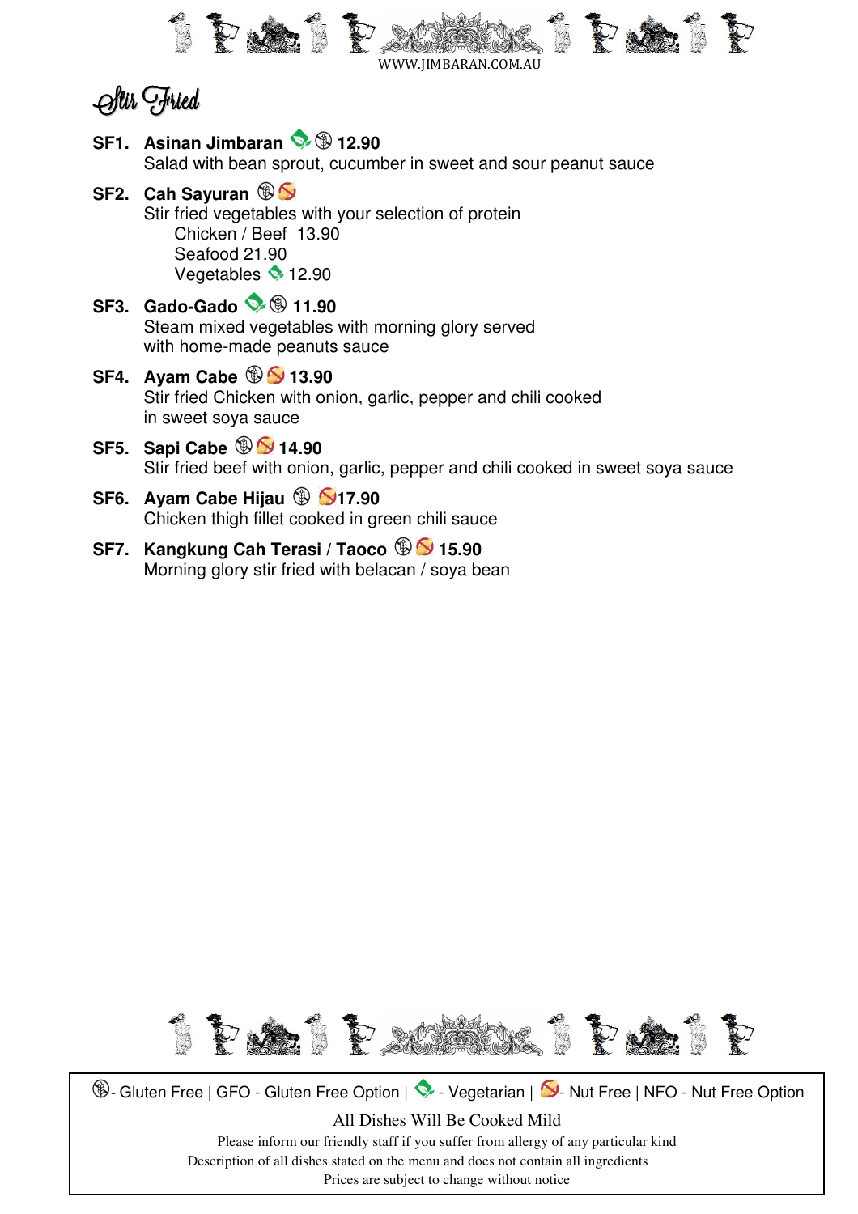WWW.JIMBARAN.COM.AU

# Stir Fried

**SF1. Asinan Jimbaran** (Vegetarian) (Gluten Free) **12.90**
Salad with bean sprout, cucumber in sweet and sour peanut sauce

**SF2. Cah Sayuran** (Gluten Free) (Nut Free)
Stir fried vegetables with your selection of protein
- Chicken / Beef 13.90
- Seafood 21.90
- Vegetables (Vegetarian) 12.90

**SF3. Gado-Gado** (Vegetarian) (Gluten Free) **11.90**
Steam mixed vegetables with morning glory served with home-made peanuts sauce

**SF4. Ayam Cabe** (Gluten Free) (Nut Free) **13.90**
Stir fried Chicken with onion, garlic, pepper and chili cooked in sweet soya sauce

**SF5. Sapi Cabe** (Gluten Free) (Nut Free) **14.90**
Stir fried beef with onion, garlic, pepper and chili cooked in sweet soya sauce

**SF6. Ayam Cabe Hijau** (Gluten Free) (Nut Free) **17.90**
Chicken thigh fillet cooked in green chili sauce

**SF7. Kangkung Cah Terasi / Taoco** (Gluten Free) (Nut Free) **15.90**
Morning glory stir fried with belacan / soya bean

(Gluten Free symbol) - Gluten Free | GFO - Gluten Free Option | (Vegetarian symbol) - Vegetarian | (Nut Free symbol) - Nut Free | NFO - Nut Free Option

All Dishes Will Be Cooked Mild

Please inform our friendly staff if you suffer from allergy of any particular kind
Description of all dishes stated on the menu and does not contain all ingredients
Prices are subject to change without notice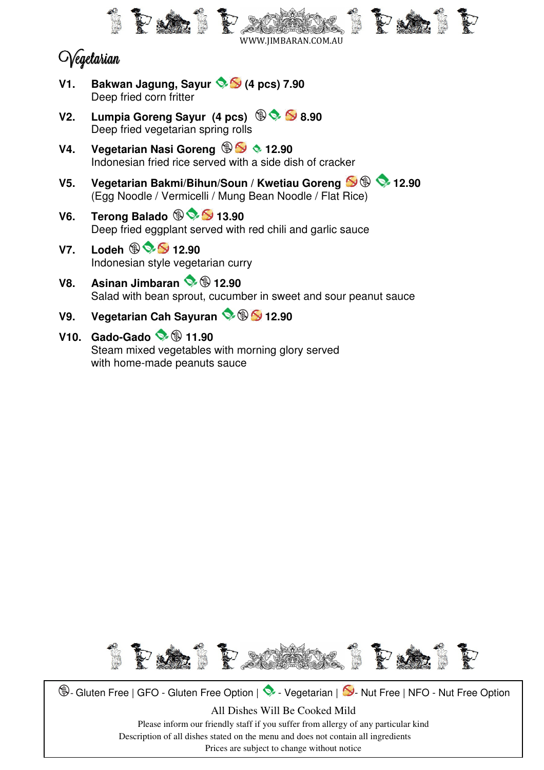WWW.JIMBARAN.COM.AU

# Vegetarian

**V1. Bakwan Jagung, Sayur (4 pcs) 7.90**
Deep fried corn fritter

**V2. Lumpia Goreng Sayur (4 pcs) 8.90**
Deep fried vegetarian spring rolls

**V4. Vegetarian Nasi Goreng 12.90**
Indonesian fried rice served with a side dish of cracker

**V5. Vegetarian Bakmi/Bihun/Soun / Kwetiau Goreng 12.90**
(Egg Noodle / Vermicelli / Mung Bean Noodle / Flat Rice)

**V6. Terong Balado 13.90**
Deep fried eggplant served with red chili and garlic sauce

**V7. Lodeh 12.90**
Indonesian style vegetarian curry

**V8. Asinan Jimbaran 12.90**
Salad with bean sprout, cucumber in sweet and sour peanut sauce

**V9. Vegetarian Cah Sayuran 12.90**

**V10. Gado-Gado 11.90**
Steam mixed vegetables with morning glory served with home-made peanuts sauce

- Gluten Free | GFO - Gluten Free Option | - Vegetarian | - Nut Free | NFO - Nut Free Option

All Dishes Will Be Cooked Mild

Please inform our friendly staff if you suffer from allergy of any particular kind
Description of all dishes stated on the menu and does not contain all ingredients
Prices are subject to change without notice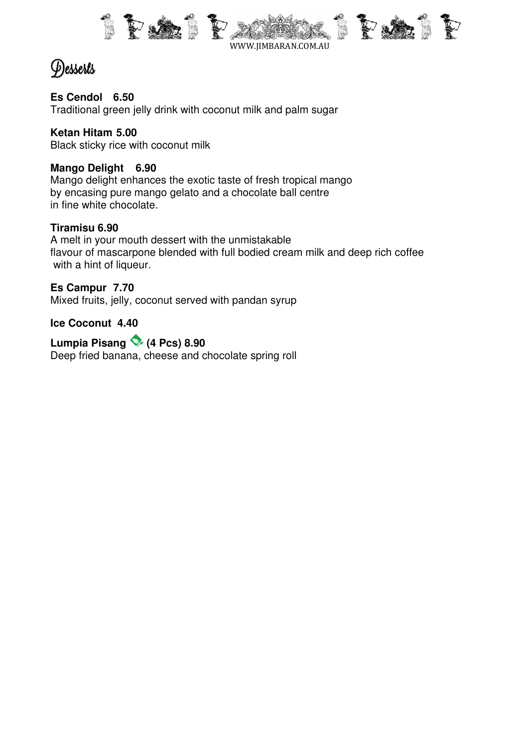# Desserts

**Es Cendol 6.50**
Traditional green jelly drink with coconut milk and palm sugar

**Ketan Hitam 5.00**
Black sticky rice with coconut milk

**Mango Delight 6.90**
Mango delight enhances the exotic taste of fresh tropical mango
by encasing pure mango gelato and a chocolate ball centre
in fine white chocolate.

**Tiramisu 6.90**
A melt in your mouth dessert with the unmistakable
flavour of mascarpone blended with full bodied cream milk and deep rich coffee
with a hint of liqueur.

**Es Campur 7.70**
Mixed fruits, jelly, coconut served with pandan syrup

**Ice Coconut 4.40**

**Lumpia Pisang (4 Pcs) 8.90**
Deep fried banana, cheese and chocolate spring roll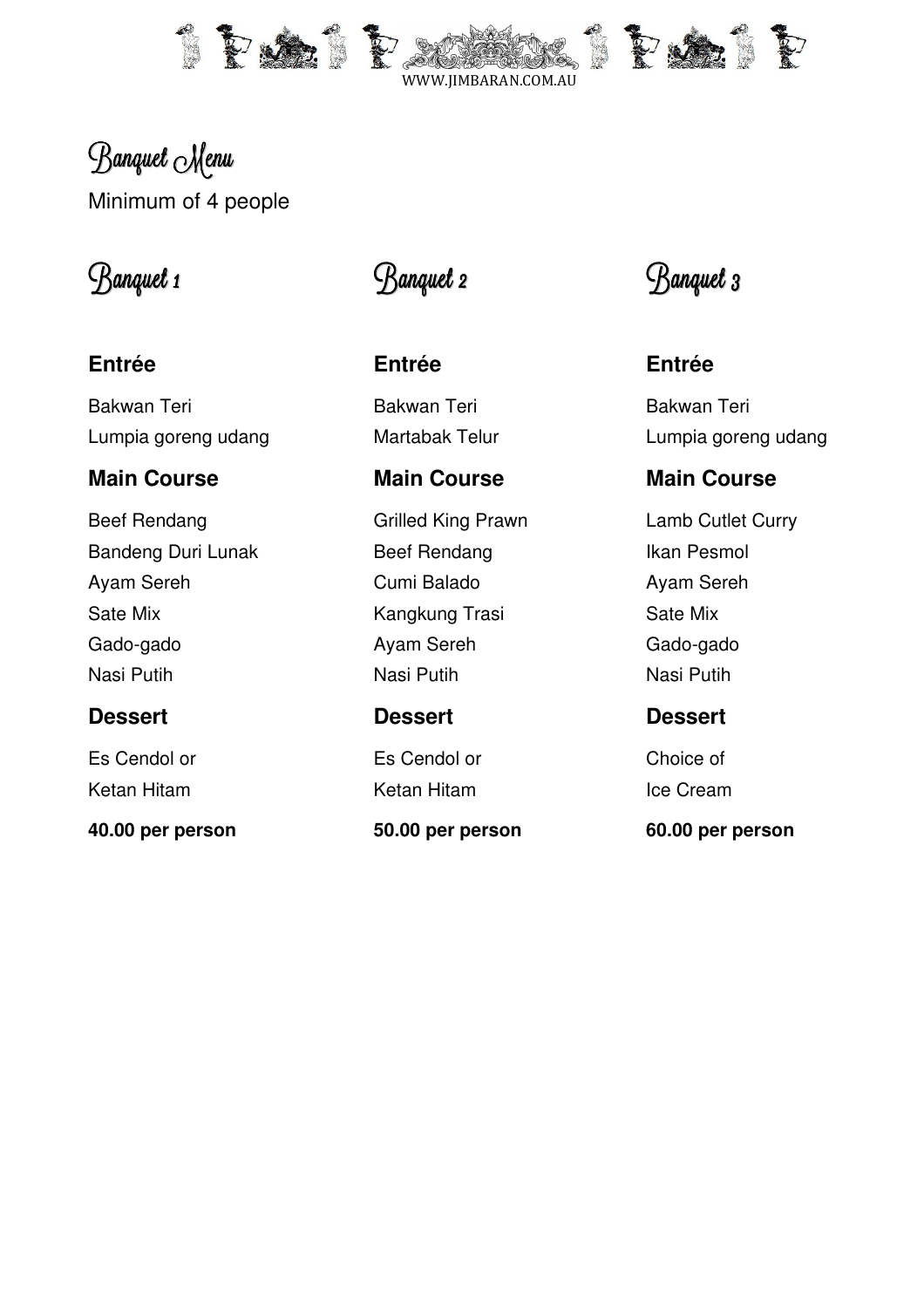# Banquet Menu

Minimum of 4 people

## Banquet 1

### Entrée

Bakwan Teri
Lumpia goreng udang

### Main Course

Beef Rendang
Bandeng Duri Lunak
Ayam Sereh
Sate Mix
Gado-gado
Nasi Putih

### Dessert

Es Cendol or
Ketan Hitam

**40.00 per person**

## Banquet 2

### Entrée

Bakwan Teri
Martabak Telur

### Main Course

Grilled King Prawn
Beef Rendang
Cumi Balado
Kangkung Trasi
Ayam Sereh
Nasi Putih

### Dessert

Es Cendol or
Ketan Hitam

**50.00 per person**

## Banquet 3

### Entrée

Bakwan Teri
Lumpia goreng udang

### Main Course

Lamb Cutlet Curry
Ikan Pesmol
Ayam Sereh
Sate Mix
Gado-gado
Nasi Putih

### Dessert

Choice of
Ice Cream

**60.00 per person**